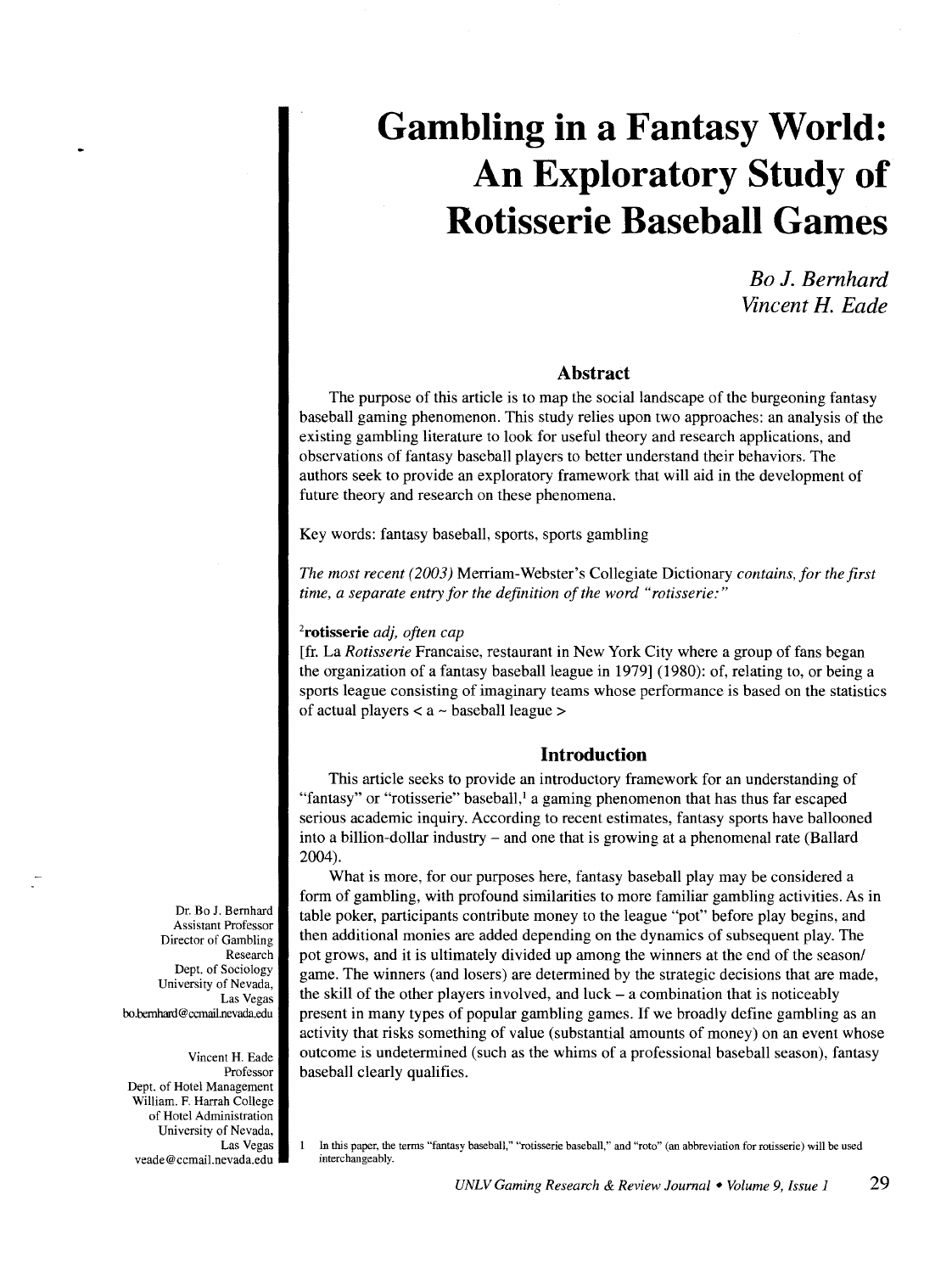# Gambling in a Fantasy World: An Exploratory Study of Rotisserie Baseball Games

*Bo J. Bernhard*
*Vincent H. Eade*

Dr. Bo J. Bernhard
Assistant Professor
Director of Gambling Research
Dept. of Sociology
University of Nevada, Las Vegas
bo.bernhard@ccmail.nevada.edu

Vincent H. Eade
Professor
Dept. of Hotel Management
William. F. Harrah College of Hotel Administration
University of Nevada, Las Vegas
veade@ccmail.nevada.edu

## Abstract

The purpose of this article is to map the social landscape of the burgeoning fantasy baseball gaming phenomenon. This study relies upon two approaches: an analysis of the existing gambling literature to look for useful theory and research applications, and observations of fantasy baseball players to better understand their behaviors. The authors seek to provide an exploratory framework that will aid in the development of future theory and research on these phenomena.

Key words: fantasy baseball, sports, sports gambling

*The most recent (2003)* Merriam-Webster's Collegiate Dictionary *contains, for the first time, a separate entry for the definition of the word "rotisserie:"*

[2]**rotisserie** *adj, often cap*
[fr. La *Rotisserie* Francaise, restaurant in New York City where a group of fans began the organization of a fantasy baseball league in 1979] (1980): of, relating to, or being a sports league consisting of imaginary teams whose performance is based on the statistics of actual players < a ~ baseball league >

## Introduction

This article seeks to provide an introductory framework for an understanding of "fantasy" or "rotisserie" baseball,[1] a gaming phenomenon that has thus far escaped serious academic inquiry. According to recent estimates, fantasy sports have ballooned into a billion-dollar industry – and one that is growing at a phenomenal rate (Ballard 2004).

What is more, for our purposes here, fantasy baseball play may be considered a form of gambling, with profound similarities to more familiar gambling activities. As in table poker, participants contribute money to the league "pot" before play begins, and then additional monies are added depending on the dynamics of subsequent play. The pot grows, and it is ultimately divided up among the winners at the end of the season/game. The winners (and losers) are determined by the strategic decisions that are made, the skill of the other players involved, and luck – a combination that is noticeably present in many types of popular gambling games. If we broadly define gambling as an activity that risks something of value (substantial amounts of money) on an event whose outcome is undetermined (such as the whims of a professional baseball season), fantasy baseball clearly qualifies.

[1] In this paper, the terms "fantasy baseball," "rotisserie baseball," and "roto" (an abbreviation for rotisserie) will be used interchangeably.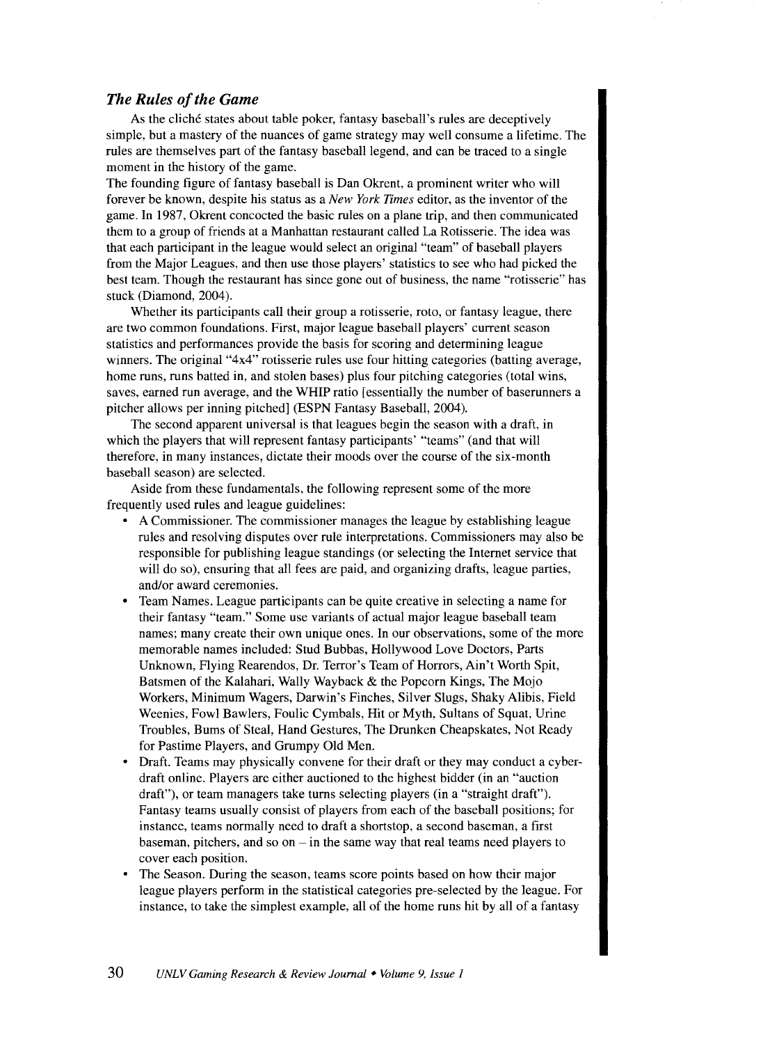### *The Rules of the Game*

As the cliché states about table poker, fantasy baseball's rules are deceptively simple, but a mastery of the nuances of game strategy may well consume a lifetime. The rules are themselves part of the fantasy baseball legend, and can be traced to a single moment in the history of the game.

The founding figure of fantasy baseball is Dan Okrent, a prominent writer who will forever be known, despite his status as a *New York Times* editor, as the inventor of the game. In 1987, Okrent concocted the basic rules on a plane trip, and then communicated them to a group of friends at a Manhattan restaurant called La Rotisserie. The idea was that each participant in the league would select an original "team" of baseball players from the Major Leagues, and then use those players' statistics to see who had picked the best team. Though the restaurant has since gone out of business, the name "rotisserie" has stuck (Diamond, 2004).

Whether its participants call their group a rotisserie, roto, or fantasy league, there are two common foundations. First, major league baseball players' current season statistics and performances provide the basis for scoring and determining league winners. The original "4x4" rotisserie rules use four hitting categories (batting average, home runs, runs batted in, and stolen bases) plus four pitching categories (total wins, saves, earned run average, and the WHIP ratio [essentially the number of baserunners a pitcher allows per inning pitched] (ESPN Fantasy Baseball, 2004).

The second apparent universal is that leagues begin the season with a draft, in which the players that will represent fantasy participants' "teams" (and that will therefore, in many instances, dictate their moods over the course of the six-month baseball season) are selected.

Aside from these fundamentals, the following represent some of the more frequently used rules and league guidelines:

- A Commissioner. The commissioner manages the league by establishing league rules and resolving disputes over rule interpretations. Commissioners may also be responsible for publishing league standings (or selecting the Internet service that will do so), ensuring that all fees are paid, and organizing drafts, league parties, and/or award ceremonies.
- Team Names. League participants can be quite creative in selecting a name for their fantasy "team." Some use variants of actual major league baseball team names; many create their own unique ones. In our observations, some of the more memorable names included: Stud Bubbas, Hollywood Love Doctors, Parts Unknown, Flying Rearendos, Dr. Terror's Team of Horrors, Ain't Worth Spit, Batsmen of the Kalahari, Wally Wayback & the Popcorn Kings, The Mojo Workers, Minimum Wagers, Darwin's Finches, Silver Slugs, Shaky Alibis, Field Weenies, Fowl Bawlers, Foulic Cymbals, Hit or Myth, Sultans of Squat, Urine Troubles, Bums of Steal, Hand Gestures, The Drunken Cheapskates, Not Ready for Pastime Players, and Grumpy Old Men.
- Draft. Teams may physically convene for their draft or they may conduct a cyber-draft online. Players are either auctioned to the highest bidder (in an "auction draft"), or team managers take turns selecting players (in a "straight draft"). Fantasy teams usually consist of players from each of the baseball positions; for instance, teams normally need to draft a shortstop, a second baseman, a first baseman, pitchers, and so on – in the same way that real teams need players to cover each position.
- The Season. During the season, teams score points based on how their major league players perform in the statistical categories pre-selected by the league. For instance, to take the simplest example, all of the home runs hit by all of a fantasy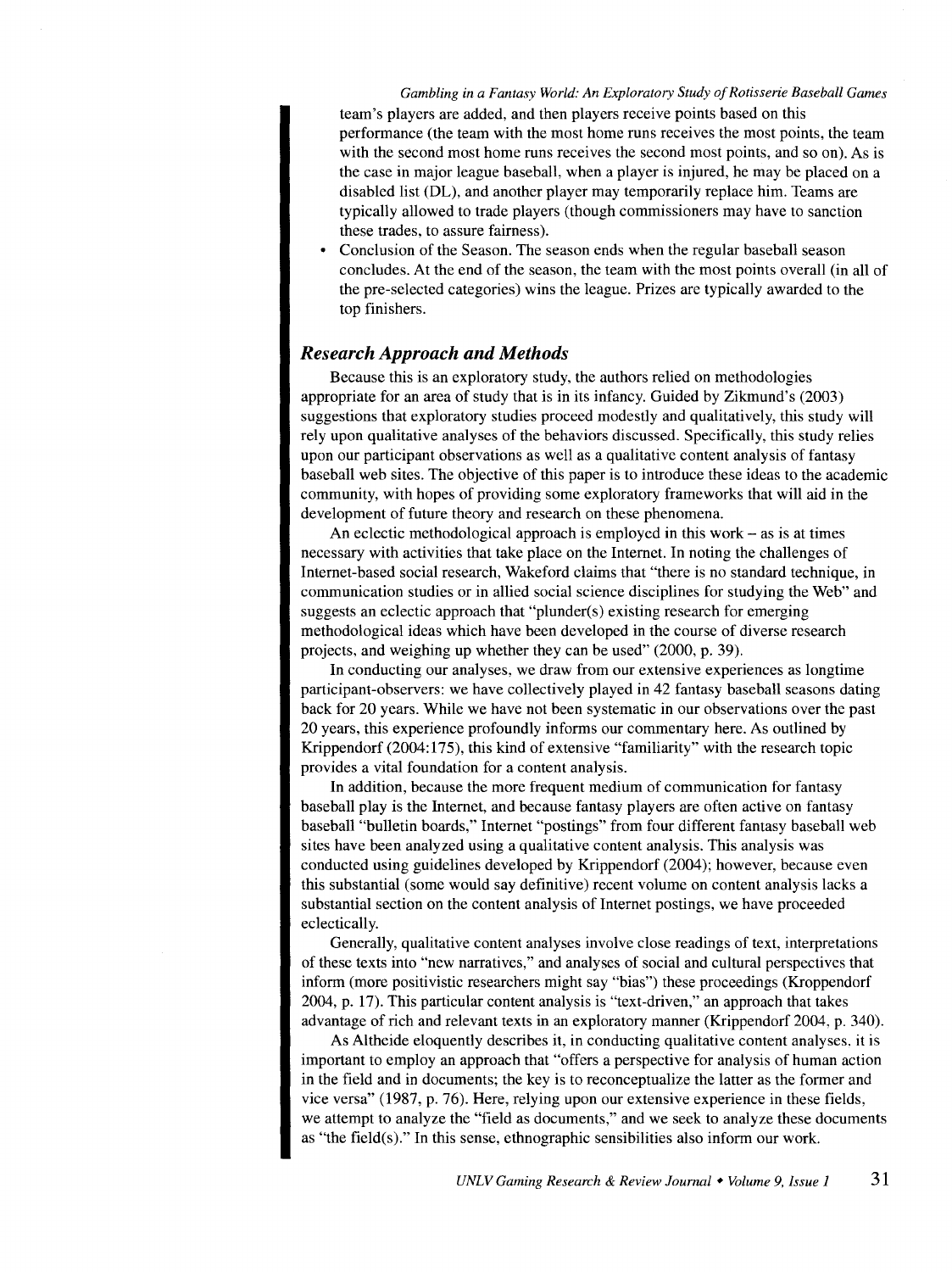team's players are added, and then players receive points based on this performance (the team with the most home runs receives the most points, the team with the second most home runs receives the second most points, and so on). As is the case in major league baseball, when a player is injured, he may be placed on a disabled list (DL), and another player may temporarily replace him. Teams are typically allowed to trade players (though commissioners may have to sanction these trades, to assure fairness).

- Conclusion of the Season. The season ends when the regular baseball season concludes. At the end of the season, the team with the most points overall (in all of the pre-selected categories) wins the league. Prizes are typically awarded to the top finishers.

## *Research Approach and Methods*

Because this is an exploratory study, the authors relied on methodologies appropriate for an area of study that is in its infancy. Guided by Zikmund's (2003) suggestions that exploratory studies proceed modestly and qualitatively, this study will rely upon qualitative analyses of the behaviors discussed. Specifically, this study relies upon our participant observations as well as a qualitative content analysis of fantasy baseball web sites. The objective of this paper is to introduce these ideas to the academic community, with hopes of providing some exploratory frameworks that will aid in the development of future theory and research on these phenomena.

An eclectic methodological approach is employed in this work – as is at times necessary with activities that take place on the Internet. In noting the challenges of Internet-based social research, Wakeford claims that "there is no standard technique, in communication studies or in allied social science disciplines for studying the Web" and suggests an eclectic approach that "plunder(s) existing research for emerging methodological ideas which have been developed in the course of diverse research projects, and weighing up whether they can be used" (2000, p. 39).

In conducting our analyses, we draw from our extensive experiences as longtime participant-observers: we have collectively played in 42 fantasy baseball seasons dating back for 20 years. While we have not been systematic in our observations over the past 20 years, this experience profoundly informs our commentary here. As outlined by Krippendorf (2004:175), this kind of extensive "familiarity" with the research topic provides a vital foundation for a content analysis.

In addition, because the more frequent medium of communication for fantasy baseball play is the Internet, and because fantasy players are often active on fantasy baseball "bulletin boards," Internet "postings" from four different fantasy baseball web sites have been analyzed using a qualitative content analysis. This analysis was conducted using guidelines developed by Krippendorf (2004); however, because even this substantial (some would say definitive) recent volume on content analysis lacks a substantial section on the content analysis of Internet postings, we have proceeded eclectically.

Generally, qualitative content analyses involve close readings of text, interpretations of these texts into "new narratives," and analyses of social and cultural perspectives that inform (more positivistic researchers might say "bias") these proceedings (Kroppendorf 2004, p. 17). This particular content analysis is "text-driven," an approach that takes advantage of rich and relevant texts in an exploratory manner (Krippendorf 2004, p. 340).

As Altheide eloquently describes it, in conducting qualitative content analyses, it is important to employ an approach that "offers a perspective for analysis of human action in the field and in documents; the key is to reconceptualize the latter as the former and vice versa" (1987, p. 76). Here, relying upon our extensive experience in these fields, we attempt to analyze the "field as documents," and we seek to analyze these documents as "the field(s)." In this sense, ethnographic sensibilities also inform our work.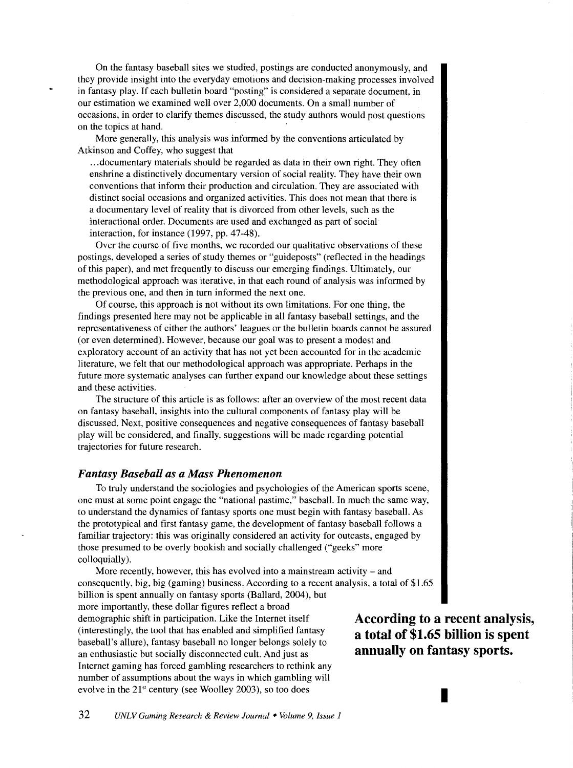On the fantasy baseball sites we studied, postings are conducted anonymously, and they provide insight into the everyday emotions and decision-making processes involved in fantasy play. If each bulletin board "posting" is considered a separate document, in our estimation we examined well over 2,000 documents. On a small number of occasions, in order to clarify themes discussed, the study authors would post questions on the topics at hand.

More generally, this analysis was informed by the conventions articulated by Atkinson and Coffey, who suggest that

> ...documentary materials should be regarded as data in their own right. They often enshrine a distinctively documentary version of social reality. They have their own conventions that inform their production and circulation. They are associated with distinct social occasions and organized activities. This does not mean that there is a documentary level of reality that is divorced from other levels, such as the interactional order. Documents are used and exchanged as part of social interaction, for instance (1997, pp. 47-48).

Over the course of five months, we recorded our qualitative observations of these postings, developed a series of study themes or "guideposts" (reflected in the headings of this paper), and met frequently to discuss our emerging findings. Ultimately, our methodological approach was iterative, in that each round of analysis was informed by the previous one, and then in turn informed the next one.

Of course, this approach is not without its own limitations. For one thing, the findings presented here may not be applicable in all fantasy baseball settings, and the representativeness of either the authors' leagues or the bulletin boards cannot be assured (or even determined). However, because our goal was to present a modest and exploratory account of an activity that has not yet been accounted for in the academic literature, we felt that our methodological approach was appropriate. Perhaps in the future more systematic analyses can further expand our knowledge about these settings and these activities.

The structure of this article is as follows: after an overview of the most recent data on fantasy baseball, insights into the cultural components of fantasy play will be discussed. Next, positive consequences and negative consequences of fantasy baseball play will be considered, and finally, suggestions will be made regarding potential trajectories for future research.

### *Fantasy Baseball as a Mass Phenomenon*

To truly understand the sociologies and psychologies of the American sports scene, one must at some point engage the "national pastime," baseball. In much the same way, to understand the dynamics of fantasy sports one must begin with fantasy baseball. As the prototypical and first fantasy game, the development of fantasy baseball follows a familiar trajectory: this was originally considered an activity for outcasts, engaged by those presumed to be overly bookish and socially challenged ("geeks" more colloquially).

More recently, however, this has evolved into a mainstream activity – and consequently, big, big (gaming) business. According to a recent analysis, a total of $1.65 billion is spent annually on fantasy sports (Ballard, 2004), but more importantly, these dollar figures reflect a broad demographic shift in participation. Like the Internet itself (interestingly, the tool that has enabled and simplified fantasy baseball's allure), fantasy baseball no longer belongs solely to an enthusiastic but socially disconnected cult. And just as Internet gaming has forced gambling researchers to rethink any number of assumptions about the ways in which gambling will evolve in the 21st century (see Woolley 2003), so too does

**According to a recent analysis, a total of $1.65 billion is spent annually on fantasy sports.**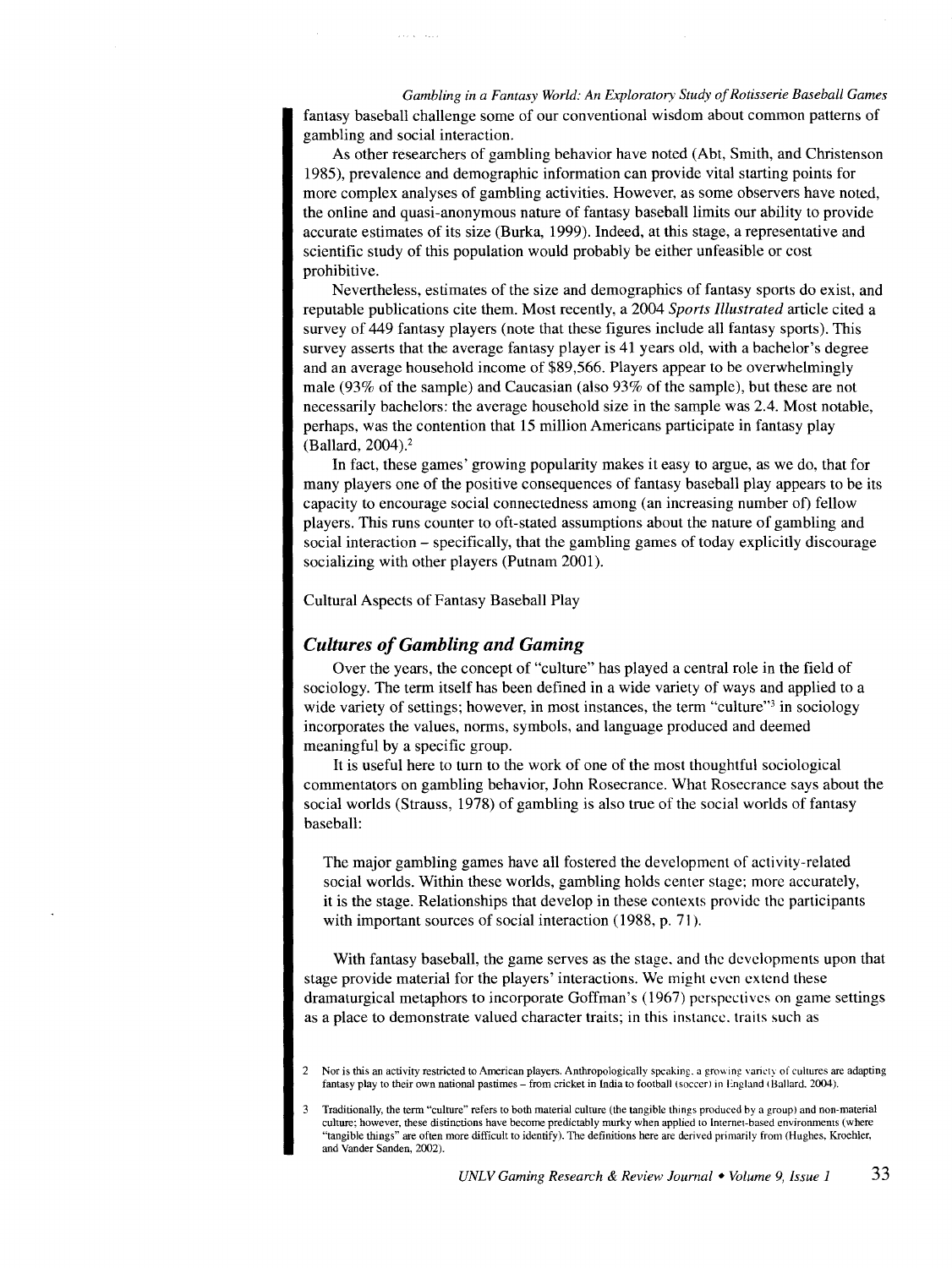fantasy baseball challenge some of our conventional wisdom about common patterns of gambling and social interaction.

As other researchers of gambling behavior have noted (Abt, Smith, and Christenson 1985), prevalence and demographic information can provide vital starting points for more complex analyses of gambling activities. However, as some observers have noted, the online and quasi-anonymous nature of fantasy baseball limits our ability to provide accurate estimates of its size (Burka, 1999). Indeed, at this stage, a representative and scientific study of this population would probably be either unfeasible or cost prohibitive.

Nevertheless, estimates of the size and demographics of fantasy sports do exist, and reputable publications cite them. Most recently, a 2004 *Sports Illustrated* article cited a survey of 449 fantasy players (note that these figures include all fantasy sports). This survey asserts that the average fantasy player is 41 years old, with a bachelor's degree and an average household income of $89,566. Players appear to be overwhelmingly male (93% of the sample) and Caucasian (also 93% of the sample), but these are not necessarily bachelors: the average household size in the sample was 2.4. Most notable, perhaps, was the contention that 15 million Americans participate in fantasy play (Ballard, 2004).[2]

In fact, these games' growing popularity makes it easy to argue, as we do, that for many players one of the positive consequences of fantasy baseball play appears to be its capacity to encourage social connectedness among (an increasing number of) fellow players. This runs counter to oft-stated assumptions about the nature of gambling and social interaction – specifically, that the gambling games of today explicitly discourage socializing with other players (Putnam 2001).

Cultural Aspects of Fantasy Baseball Play

## *Cultures of Gambling and Gaming*

Over the years, the concept of "culture" has played a central role in the field of sociology. The term itself has been defined in a wide variety of ways and applied to a wide variety of settings; however, in most instances, the term "culture"[3] in sociology incorporates the values, norms, symbols, and language produced and deemed meaningful by a specific group.

It is useful here to turn to the work of one of the most thoughtful sociological commentators on gambling behavior, John Rosecrance. What Rosecrance says about the social worlds (Strauss, 1978) of gambling is also true of the social worlds of fantasy baseball:

> The major gambling games have all fostered the development of activity-related social worlds. Within these worlds, gambling holds center stage; more accurately, it is the stage. Relationships that develop in these contexts provide the participants with important sources of social interaction (1988, p. 71).

With fantasy baseball, the game serves as the stage, and the developments upon that stage provide material for the players' interactions. We might even extend these dramaturgical metaphors to incorporate Goffman's (1967) perspectives on game settings as a place to demonstrate valued character traits; in this instance, traits such as

2 Nor is this an activity restricted to American players. Anthropologically speaking, a growing variety of cultures are adapting fantasy play to their own national pastimes – from cricket in India to football (soccer) in England (Ballard, 2004).

3 Traditionally, the term "culture" refers to both material culture (the tangible things produced by a group) and non-material culture; however, these distinctions have become predictably murky when applied to Internet-based environments (where "tangible things" are often more difficult to identify). The definitions here are derived primarily from (Hughes, Kroehler, and Vander Sanden, 2002).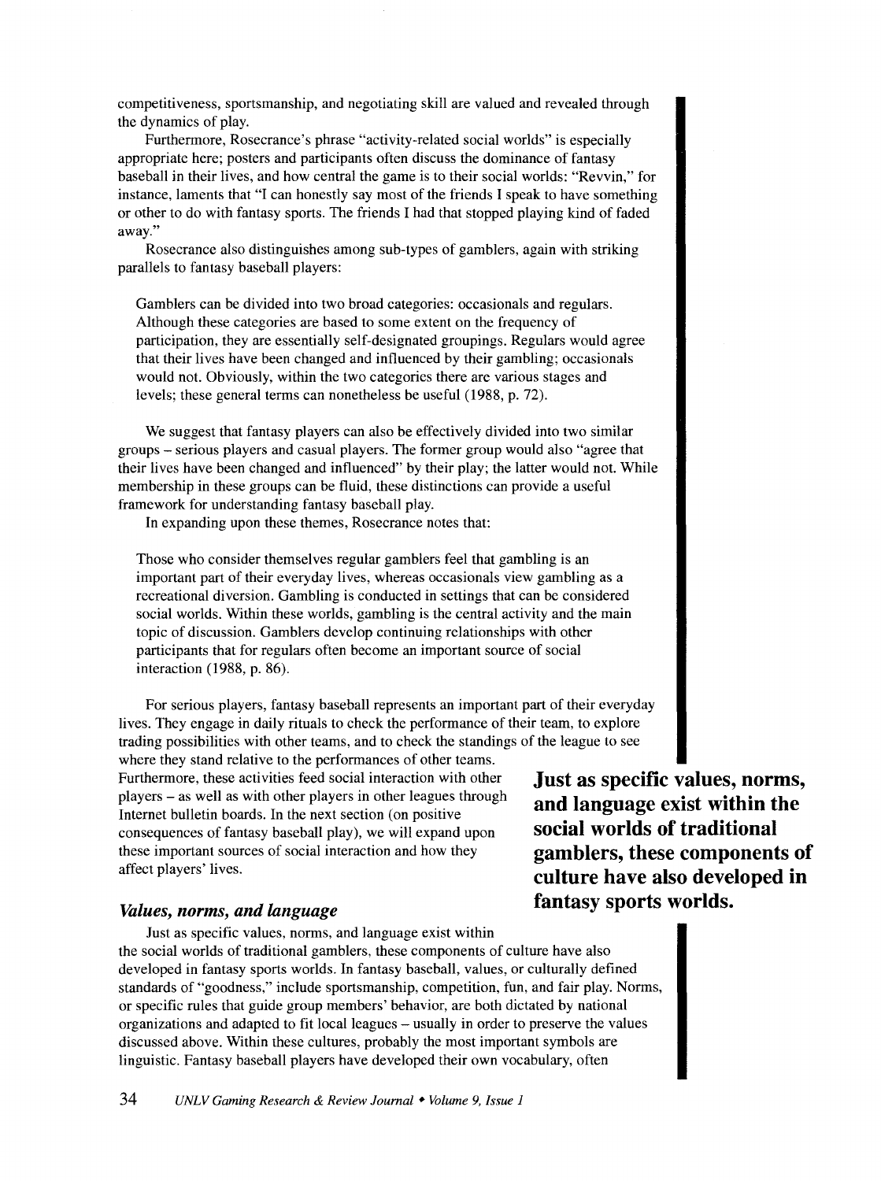competitiveness, sportsmanship, and negotiating skill are valued and revealed through the dynamics of play.

Furthermore, Rosecrance's phrase "activity-related social worlds" is especially appropriate here; posters and participants often discuss the dominance of fantasy baseball in their lives, and how central the game is to their social worlds: "Revvin," for instance, laments that "I can honestly say most of the friends I speak to have something or other to do with fantasy sports. The friends I had that stopped playing kind of faded away."

Rosecrance also distinguishes among sub-types of gamblers, again with striking parallels to fantasy baseball players:

> Gamblers can be divided into two broad categories: occasionals and regulars. Although these categories are based to some extent on the frequency of participation, they are essentially self-designated groupings. Regulars would agree that their lives have been changed and influenced by their gambling; occasionals would not. Obviously, within the two categories there are various stages and levels; these general terms can nonetheless be useful (1988, p. 72).

We suggest that fantasy players can also be effectively divided into two similar groups – serious players and casual players. The former group would also "agree that their lives have been changed and influenced" by their play; the latter would not. While membership in these groups can be fluid, these distinctions can provide a useful framework for understanding fantasy baseball play.

In expanding upon these themes, Rosecrance notes that:

> Those who consider themselves regular gamblers feel that gambling is an important part of their everyday lives, whereas occasionals view gambling as a recreational diversion. Gambling is conducted in settings that can be considered social worlds. Within these worlds, gambling is the central activity and the main topic of discussion. Gamblers develop continuing relationships with other participants that for regulars often become an important source of social interaction (1988, p. 86).

For serious players, fantasy baseball represents an important part of their everyday lives. They engage in daily rituals to check the performance of their team, to explore trading possibilities with other teams, and to check the standings of the league to see where they stand relative to the performances of other teams. Furthermore, these activities feed social interaction with other players – as well as with other players in other leagues through Internet bulletin boards. In the next section (on positive consequences of fantasy baseball play), we will expand upon these important sources of social interaction and how they affect players' lives.

**Just as specific values, norms, and language exist within the social worlds of traditional gamblers, these components of culture have also developed in fantasy sports worlds.**

### *Values, norms, and language*

Just as specific values, norms, and language exist within the social worlds of traditional gamblers, these components of culture have also developed in fantasy sports worlds. In fantasy baseball, values, or culturally defined standards of "goodness," include sportsmanship, competition, fun, and fair play. Norms, or specific rules that guide group members' behavior, are both dictated by national organizations and adapted to fit local leagues – usually in order to preserve the values discussed above. Within these cultures, probably the most important symbols are linguistic. Fantasy baseball players have developed their own vocabulary, often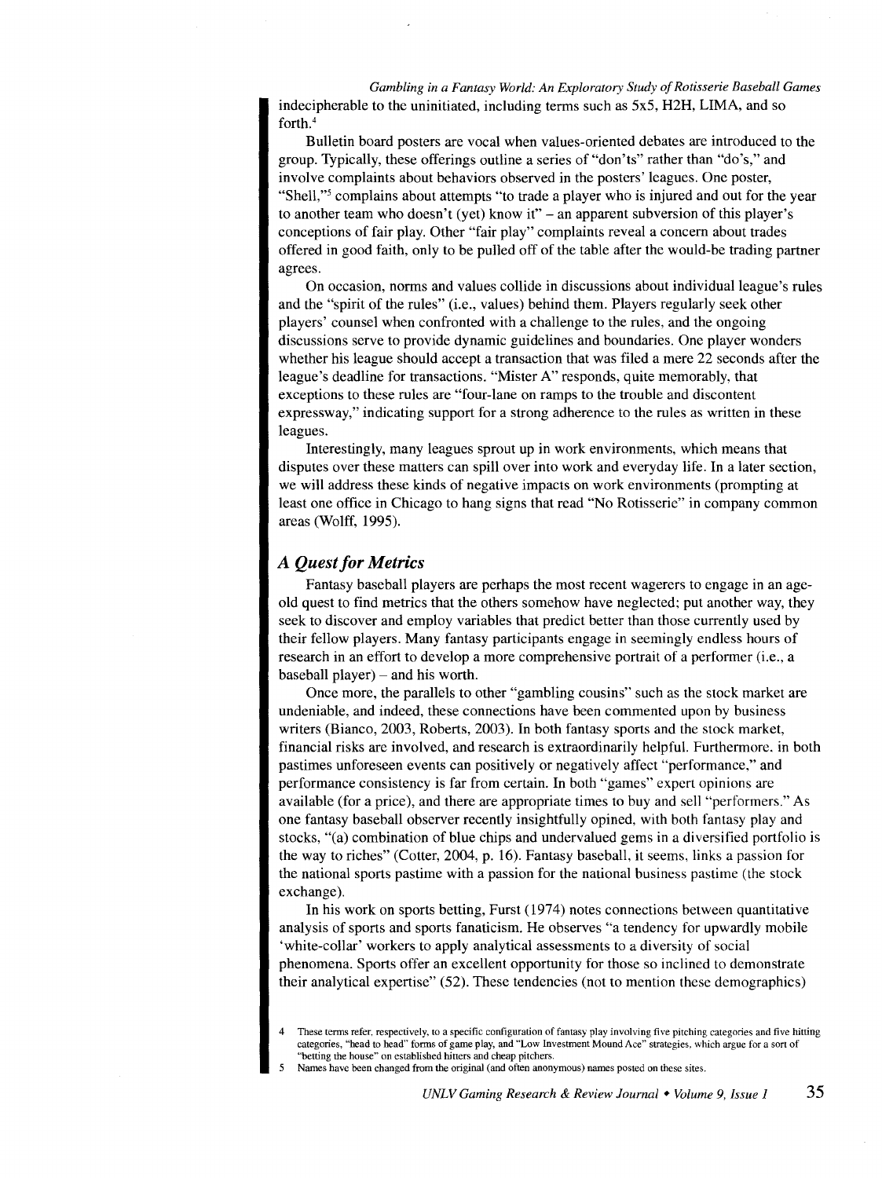indecipherable to the uninitiated, including terms such as 5x5, H2H, LIMA, and so forth.[4]

Bulletin board posters are vocal when values-oriented debates are introduced to the group. Typically, these offerings outline a series of "don'ts" rather than "do's," and involve complaints about behaviors observed in the posters' leagues. One poster, "Shell,"[5] complains about attempts "to trade a player who is injured and out for the year to another team who doesn't (yet) know it" – an apparent subversion of this player's conceptions of fair play. Other "fair play" complaints reveal a concern about trades offered in good faith, only to be pulled off of the table after the would-be trading partner agrees.

On occasion, norms and values collide in discussions about individual league's rules and the "spirit of the rules" (i.e., values) behind them. Players regularly seek other players' counsel when confronted with a challenge to the rules, and the ongoing discussions serve to provide dynamic guidelines and boundaries. One player wonders whether his league should accept a transaction that was filed a mere 22 seconds after the league's deadline for transactions. "Mister A" responds, quite memorably, that exceptions to these rules are "four-lane on ramps to the trouble and discontent expressway," indicating support for a strong adherence to the rules as written in these leagues.

Interestingly, many leagues sprout up in work environments, which means that disputes over these matters can spill over into work and everyday life. In a later section, we will address these kinds of negative impacts on work environments (prompting at least one office in Chicago to hang signs that read "No Rotisserie" in company common areas (Wolff, 1995).

## *A Quest for Metrics*

Fantasy baseball players are perhaps the most recent wagerers to engage in an age-old quest to find metrics that the others somehow have neglected; put another way, they seek to discover and employ variables that predict better than those currently used by their fellow players. Many fantasy participants engage in seemingly endless hours of research in an effort to develop a more comprehensive portrait of a performer (i.e., a baseball player) – and his worth.

Once more, the parallels to other "gambling cousins" such as the stock market are undeniable, and indeed, these connections have been commented upon by business writers (Bianco, 2003, Roberts, 2003). In both fantasy sports and the stock market, financial risks are involved, and research is extraordinarily helpful. Furthermore, in both pastimes unforeseen events can positively or negatively affect "performance," and performance consistency is far from certain. In both "games" expert opinions are available (for a price), and there are appropriate times to buy and sell "performers." As one fantasy baseball observer recently insightfully opined, with both fantasy play and stocks, "(a) combination of blue chips and undervalued gems in a diversified portfolio is the way to riches" (Cotter, 2004, p. 16). Fantasy baseball, it seems, links a passion for the national sports pastime with a passion for the national business pastime (the stock exchange).

In his work on sports betting, Furst (1974) notes connections between quantitative analysis of sports and sports fanaticism. He observes "a tendency for upwardly mobile 'white-collar' workers to apply analytical assessments to a diversity of social phenomena. Sports offer an excellent opportunity for those so inclined to demonstrate their analytical expertise" (52). These tendencies (not to mention these demographics)

---

[4] These terms refer, respectively, to a specific configuration of fantasy play involving five pitching categories and five hitting categories, "head to head" forms of game play, and "Low Investment Mound Ace" strategies, which argue for a sort of "betting the house" on established hitters and cheap pitchers.

[5] Names have been changed from the original (and often anonymous) names posted on these sites.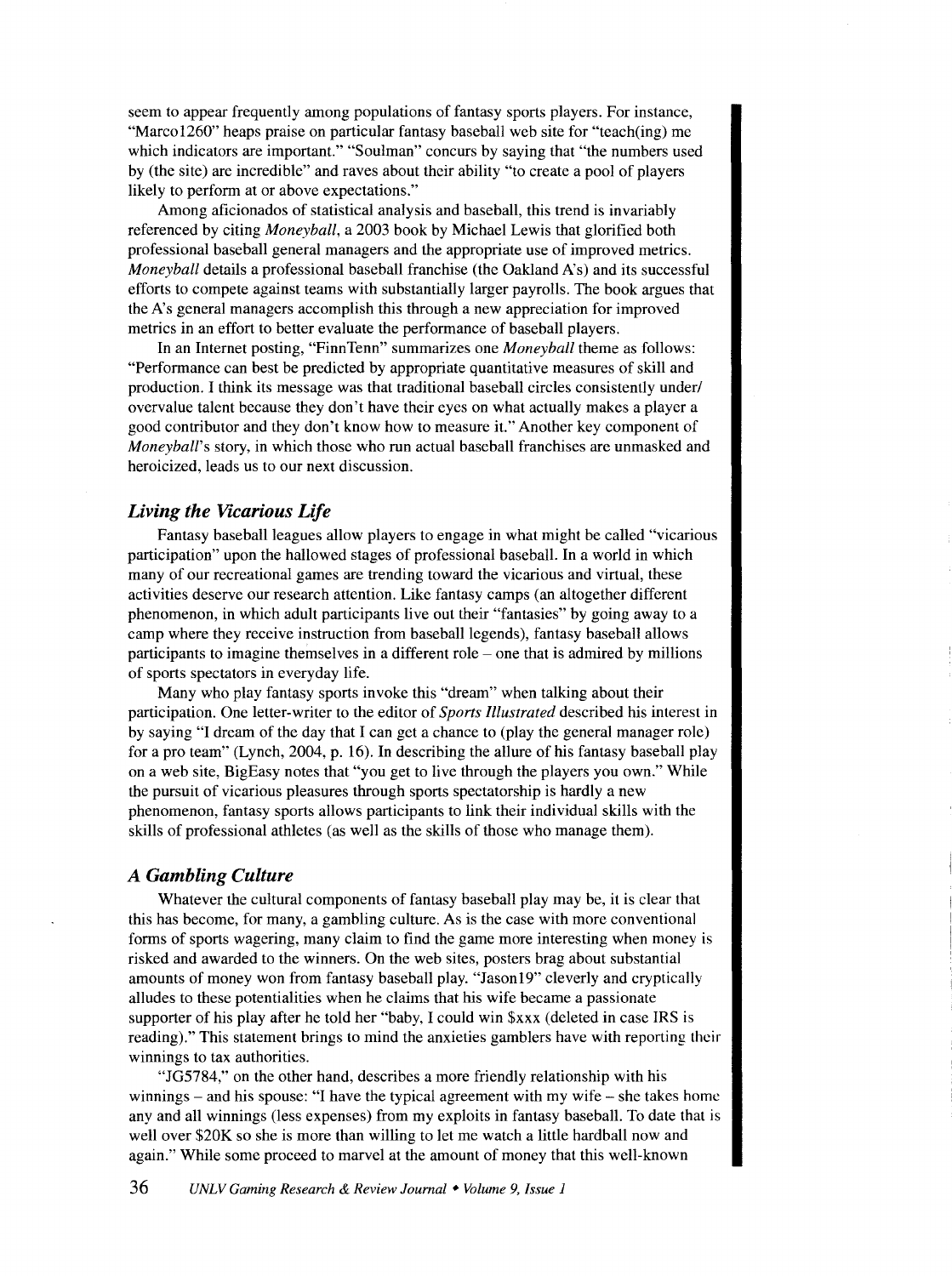seem to appear frequently among populations of fantasy sports players. For instance, "Marco1260" heaps praise on particular fantasy baseball web site for "teach(ing) me which indicators are important." "Soulman" concurs by saying that "the numbers used by (the site) are incredible" and raves about their ability "to create a pool of players likely to perform at or above expectations."

Among aficionados of statistical analysis and baseball, this trend is invariably referenced by citing *Moneyball*, a 2003 book by Michael Lewis that glorified both professional baseball general managers and the appropriate use of improved metrics. *Moneyball* details a professional baseball franchise (the Oakland A's) and its successful efforts to compete against teams with substantially larger payrolls. The book argues that the A's general managers accomplish this through a new appreciation for improved metrics in an effort to better evaluate the performance of baseball players.

In an Internet posting, "FinnTenn" summarizes one *Moneyball* theme as follows: "Performance can best be predicted by appropriate quantitative measures of skill and production. I think its message was that traditional baseball circles consistently under/overvalue talent because they don't have their eyes on what actually makes a player a good contributor and they don't know how to measure it." Another key component of *Moneyball*'s story, in which those who run actual baseball franchises are unmasked and heroicized, leads us to our next discussion.

### *Living the Vicarious Life*

Fantasy baseball leagues allow players to engage in what might be called "vicarious participation" upon the hallowed stages of professional baseball. In a world in which many of our recreational games are trending toward the vicarious and virtual, these activities deserve our research attention. Like fantasy camps (an altogether different phenomenon, in which adult participants live out their "fantasies" by going away to a camp where they receive instruction from baseball legends), fantasy baseball allows participants to imagine themselves in a different role – one that is admired by millions of sports spectators in everyday life.

Many who play fantasy sports invoke this "dream" when talking about their participation. One letter-writer to the editor of *Sports Illustrated* described his interest in by saying "I dream of the day that I can get a chance to (play the general manager role) for a pro team" (Lynch, 2004, p. 16). In describing the allure of his fantasy baseball play on a web site, BigEasy notes that "you get to live through the players you own." While the pursuit of vicarious pleasures through sports spectatorship is hardly a new phenomenon, fantasy sports allows participants to link their individual skills with the skills of professional athletes (as well as the skills of those who manage them).

### *A Gambling Culture*

Whatever the cultural components of fantasy baseball play may be, it is clear that this has become, for many, a gambling culture. As is the case with more conventional forms of sports wagering, many claim to find the game more interesting when money is risked and awarded to the winners. On the web sites, posters brag about substantial amounts of money won from fantasy baseball play. "Jason19" cleverly and cryptically alludes to these potentialities when he claims that his wife became a passionate supporter of his play after he told her "baby, I could win $xxx (deleted in case IRS is reading)." This statement brings to mind the anxieties gamblers have with reporting their winnings to tax authorities.

"JG5784," on the other hand, describes a more friendly relationship with his winnings – and his spouse: "I have the typical agreement with my wife – she takes home any and all winnings (less expenses) from my exploits in fantasy baseball. To date that is well over $20K so she is more than willing to let me watch a little hardball now and again." While some proceed to marvel at the amount of money that this well-known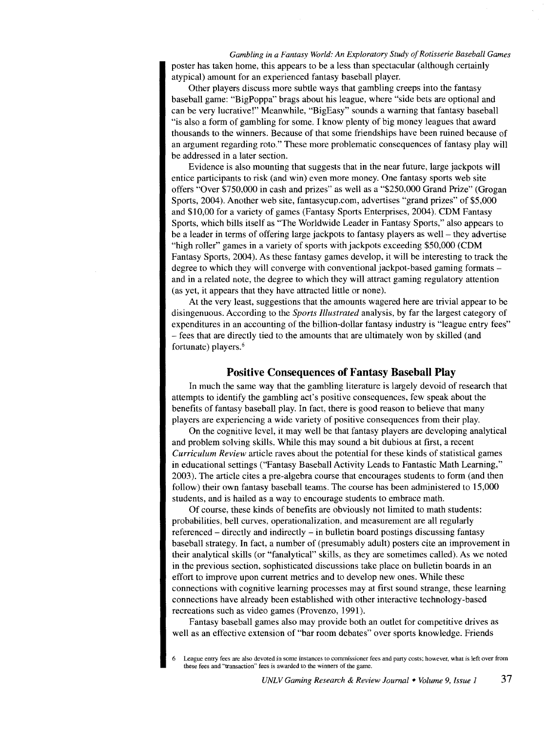poster has taken home, this appears to be a less than spectacular (although certainly atypical) amount for an experienced fantasy baseball player.

Other players discuss more subtle ways that gambling creeps into the fantasy baseball game: "BigPoppa" brags about his league, where "side bets are optional and can be very lucrative!" Meanwhile, "BigEasy" sounds a warning that fantasy baseball "is also a form of gambling for some. I know plenty of big money leagues that award thousands to the winners. Because of that some friendships have been ruined because of an argument regarding roto." These more problematic consequences of fantasy play will be addressed in a later section.

Evidence is also mounting that suggests that in the near future, large jackpots will entice participants to risk (and win) even more money. One fantasy sports web site offers "Over $750,000 in cash and prizes" as well as a "$250,000 Grand Prize" (Grogan Sports, 2004). Another web site, fantasycup.com, advertises "grand prizes" of $5,000 and $10,00 for a variety of games (Fantasy Sports Enterprises, 2004). CDM Fantasy Sports, which bills itself as "The Worldwide Leader in Fantasy Sports," also appears to be a leader in terms of offering large jackpots to fantasy players as well – they advertise "high roller" games in a variety of sports with jackpots exceeding $50,000 (CDM Fantasy Sports, 2004). As these fantasy games develop, it will be interesting to track the degree to which they will converge with conventional jackpot-based gaming formats – and in a related note, the degree to which they will attract gaming regulatory attention (as yet, it appears that they have attracted little or none).

At the very least, suggestions that the amounts wagered here are trivial appear to be disingenuous. According to the *Sports Illustrated* analysis, by far the largest category of expenditures in an accounting of the billion-dollar fantasy industry is "league entry fees" – fees that are directly tied to the amounts that are ultimately won by skilled (and fortunate) players.[6]

## Positive Consequences of Fantasy Baseball Play

In much the same way that the gambling literature is largely devoid of research that attempts to identify the gambling act's positive consequences, few speak about the benefits of fantasy baseball play. In fact, there is good reason to believe that many players are experiencing a wide variety of positive consequences from their play.

On the cognitive level, it may well be that fantasy players are developing analytical and problem solving skills. While this may sound a bit dubious at first, a recent *Curriculum Review* article raves about the potential for these kinds of statistical games in educational settings ("Fantasy Baseball Activity Leads to Fantastic Math Learning," 2003). The article cites a pre-algebra course that encourages students to form (and then follow) their own fantasy baseball teams. The course has been administered to 15,000 students, and is hailed as a way to encourage students to embrace math.

Of course, these kinds of benefits are obviously not limited to math students: probabilities, bell curves, operationalization, and measurement are all regularly referenced – directly and indirectly – in bulletin board postings discussing fantasy baseball strategy. In fact, a number of (presumably adult) posters cite an improvement in their analytical skills (or "fanalytical" skills, as they are sometimes called). As we noted in the previous section, sophisticated discussions take place on bulletin boards in an effort to improve upon current metrics and to develop new ones. While these connections with cognitive learning processes may at first sound strange, these learning connections have already been established with other interactive technology-based recreations such as video games (Provenzo, 1991).

Fantasy baseball games also may provide both an outlet for competitive drives as well as an effective extension of "bar room debates" over sports knowledge. Friends

6 League entry fees are also devoted in some instances to commissioner fees and party costs; however, what is left over from these fees and "transaction" fees is awarded to the winners of the game.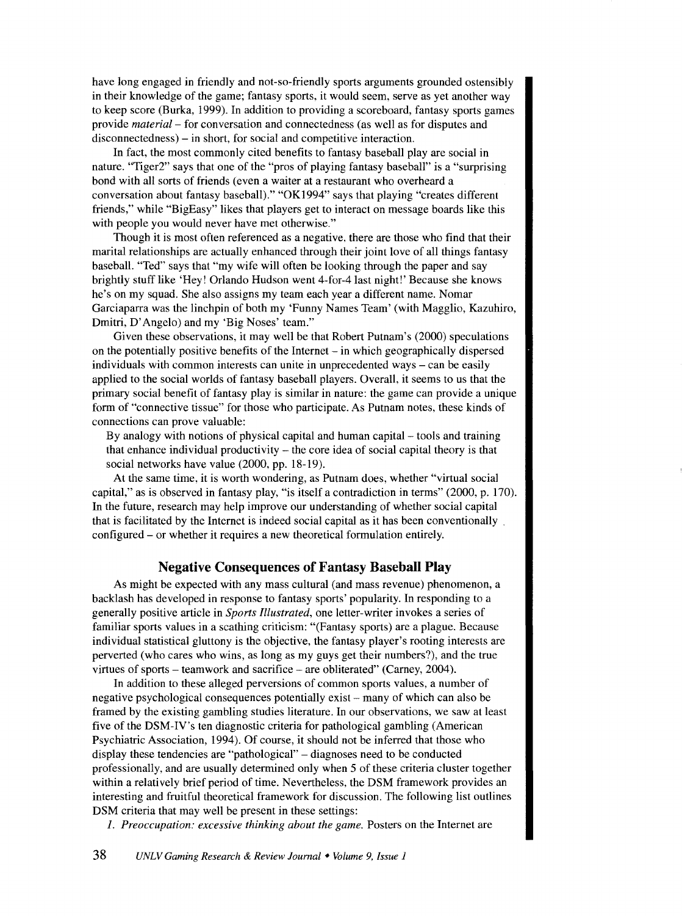have long engaged in friendly and not-so-friendly sports arguments grounded ostensibly in their knowledge of the game; fantasy sports, it would seem, serve as yet another way to keep score (Burka, 1999). In addition to providing a scoreboard, fantasy sports games provide *material* – for conversation and connectedness (as well as for disputes and disconnectedness) – in short, for social and competitive interaction.

In fact, the most commonly cited benefits to fantasy baseball play are social in nature. "Tiger2" says that one of the "pros of playing fantasy baseball" is a "surprising bond with all sorts of friends (even a waiter at a restaurant who overheard a conversation about fantasy baseball)." "OK1994" says that playing "creates different friends," while "BigEasy" likes that players get to interact on message boards like this with people you would never have met otherwise."

Though it is most often referenced as a negative, there are those who find that their marital relationships are actually enhanced through their joint love of all things fantasy baseball. "Ted" says that "my wife will often be looking through the paper and say brightly stuff like 'Hey! Orlando Hudson went 4-for-4 last night!' Because she knows he's on my squad. She also assigns my team each year a different name. Nomar Garciaparra was the linchpin of both my 'Funny Names Team' (with Magglio, Kazuhiro, Dmitri, D'Angelo) and my 'Big Noses' team."

Given these observations, it may well be that Robert Putnam's (2000) speculations on the potentially positive benefits of the Internet – in which geographically dispersed individuals with common interests can unite in unprecedented ways – can be easily applied to the social worlds of fantasy baseball players. Overall, it seems to us that the primary social benefit of fantasy play is similar in nature: the game can provide a unique form of "connective tissue" for those who participate. As Putnam notes, these kinds of connections can prove valuable:

> By analogy with notions of physical capital and human capital – tools and training that enhance individual productivity – the core idea of social capital theory is that social networks have value (2000, pp. 18-19).

At the same time, it is worth wondering, as Putnam does, whether "virtual social capital," as is observed in fantasy play, "is itself a contradiction in terms" (2000, p. 170). In the future, research may help improve our understanding of whether social capital that is facilitated by the Internet is indeed social capital as it has been conventionally configured – or whether it requires a new theoretical formulation entirely.

## Negative Consequences of Fantasy Baseball Play

As might be expected with any mass cultural (and mass revenue) phenomenon, a backlash has developed in response to fantasy sports' popularity. In responding to a generally positive article in *Sports Illustrated*, one letter-writer invokes a series of familiar sports values in a scathing criticism: "(Fantasy sports) are a plague. Because individual statistical gluttony is the objective, the fantasy player's rooting interests are perverted (who cares who wins, as long as my guys get their numbers?), and the true virtues of sports – teamwork and sacrifice – are obliterated" (Carney, 2004).

In addition to these alleged perversions of common sports values, a number of negative psychological consequences potentially exist – many of which can also be framed by the existing gambling studies literature. In our observations, we saw at least five of the DSM-IV's ten diagnostic criteria for pathological gambling (American Psychiatric Association, 1994). Of course, it should not be inferred that those who display these tendencies are "pathological" – diagnoses need to be conducted professionally, and are usually determined only when 5 of these criteria cluster together within a relatively brief period of time. Nevertheless, the DSM framework provides an interesting and fruitful theoretical framework for discussion. The following list outlines DSM criteria that may well be present in these settings:

1. *Preoccupation: excessive thinking about the game.* Posters on the Internet are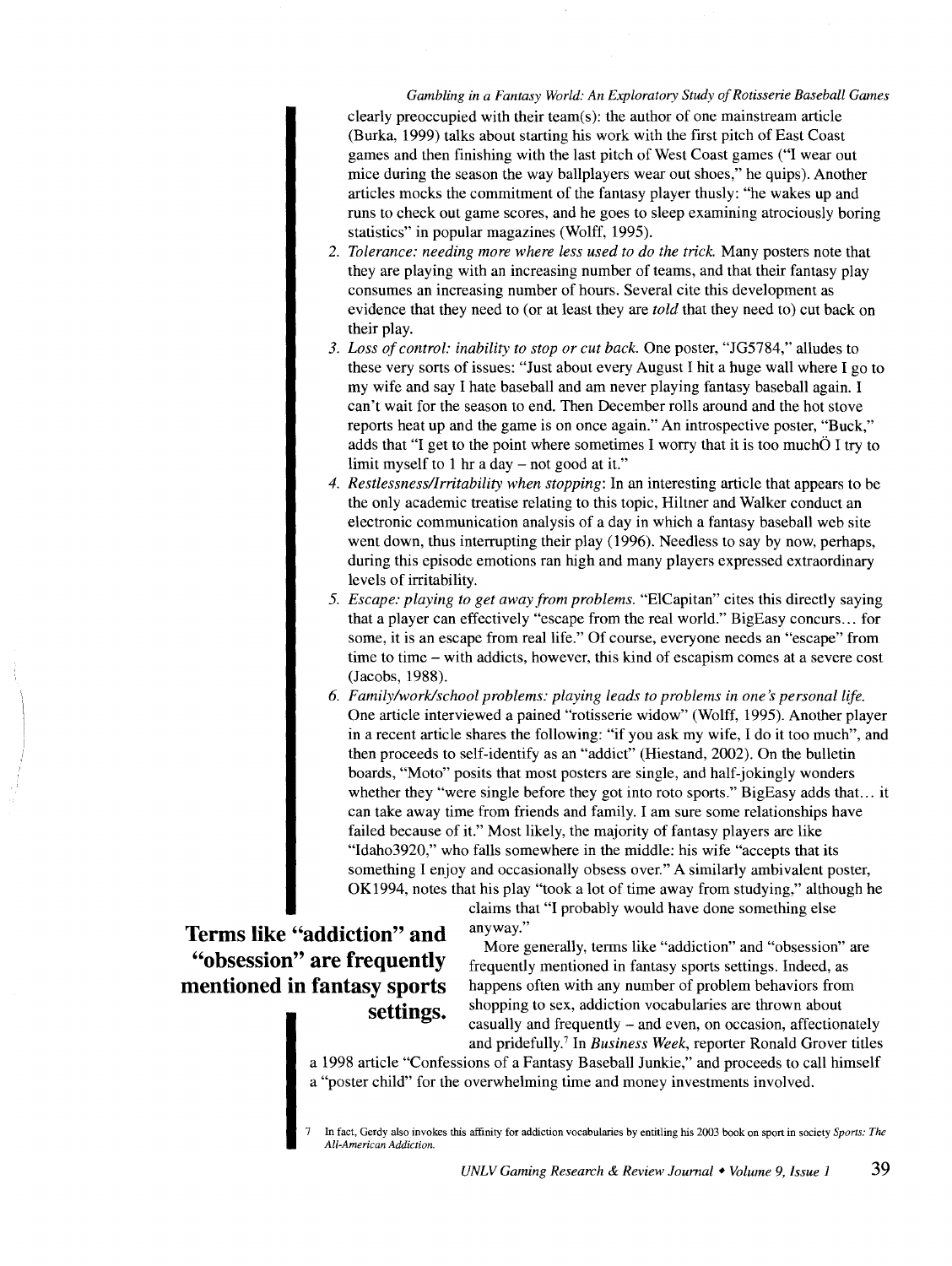clearly preoccupied with their team(s): the author of one mainstream article (Burka, 1999) talks about starting his work with the first pitch of East Coast games and then finishing with the last pitch of West Coast games ("I wear out mice during the season the way ballplayers wear out shoes," he quips). Another articles mocks the commitment of the fantasy player thusly: "he wakes up and runs to check out game scores, and he goes to sleep examining atrociously boring statistics" in popular magazines (Wolff, 1995).

2. *Tolerance: needing more where less used to do the trick.* Many posters note that they are playing with an increasing number of teams, and that their fantasy play consumes an increasing number of hours. Several cite this development as evidence that they need to (or at least they are *told* that they need to) cut back on their play.
3. *Loss of control: inability to stop or cut back.* One poster, "JG5784," alludes to these very sorts of issues: "Just about every August I hit a huge wall where I go to my wife and say I hate baseball and am never playing fantasy baseball again. I can't wait for the season to end. Then December rolls around and the hot stove reports heat up and the game is on once again." An introspective poster, "Buck," adds that "I get to the point where sometimes I worry that it is too muchÖ I try to limit myself to 1 hr a day – not good at it."
4. *Restlessness/Irritability when stopping*: In an interesting article that appears to be the only academic treatise relating to this topic, Hiltner and Walker conduct an electronic communication analysis of a day in which a fantasy baseball web site went down, thus interrupting their play (1996). Needless to say by now, perhaps, during this episode emotions ran high and many players expressed extraordinary levels of irritability.
5. *Escape: playing to get away from problems.* "ElCapitan" cites this directly saying that a player can effectively "escape from the real world." BigEasy concurs… for some, it is an escape from real life." Of course, everyone needs an "escape" from time to time – with addicts, however, this kind of escapism comes at a severe cost (Jacobs, 1988).
6. *Family/work/school problems: playing leads to problems in one's personal life.* One article interviewed a pained "rotisserie widow" (Wolff, 1995). Another player in a recent article shares the following: "if you ask my wife, I do it too much", and then proceeds to self-identify as an "addict" (Hiestand, 2002). On the bulletin boards, "Moto" posits that most posters are single, and half-jokingly wonders whether they "were single before they got into roto sports." BigEasy adds that… it can take away time from friends and family. I am sure some relationships have failed because of it." Most likely, the majority of fantasy players are like "Idaho3920," who falls somewhere in the middle: his wife "accepts that its something I enjoy and occasionally obsess over." A similarly ambivalent poster, OK1994, notes that his play "took a lot of time away from studying," although he claims that "I probably would have done something else anyway."

**Terms like "addiction" and "obsession" are frequently mentioned in fantasy sports settings.**

More generally, terms like "addiction" and "obsession" are frequently mentioned in fantasy sports settings. Indeed, as happens often with any number of problem behaviors from shopping to sex, addiction vocabularies are thrown about casually and frequently – and even, on occasion, affectionately and pridefully.[7] In *Business Week*, reporter Ronald Grover titles a 1998 article "Confessions of a Fantasy Baseball Junkie," and proceeds to call himself a "poster child" for the overwhelming time and money investments involved.

[7] In fact, Gerdy also invokes this affinity for addiction vocabularies by entitling his 2003 book on sport in society *Sports: The All-American Addiction.*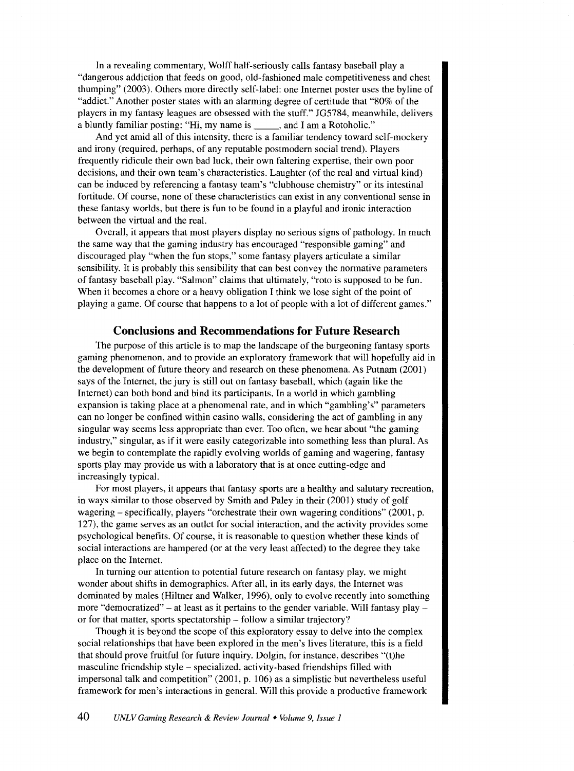In a revealing commentary, Wolff half-seriously calls fantasy baseball play a "dangerous addiction that feeds on good, old-fashioned male competitiveness and chest thumping" (2003). Others more directly self-label: one Internet poster uses the byline of "addict." Another poster states with an alarming degree of certitude that "80% of the players in my fantasy leagues are obsessed with the stuff." JG5784, meanwhile, delivers a bluntly familiar posting: "Hi, my name is _____, and I am a Rotoholic."

And yet amid all of this intensity, there is a familiar tendency toward self-mockery and irony (required, perhaps, of any reputable postmodern social trend). Players frequently ridicule their own bad luck, their own faltering expertise, their own poor decisions, and their own team's characteristics. Laughter (of the real and virtual kind) can be induced by referencing a fantasy team's "clubhouse chemistry" or its intestinal fortitude. Of course, none of these characteristics can exist in any conventional sense in these fantasy worlds, but there is fun to be found in a playful and ironic interaction between the virtual and the real.

Overall, it appears that most players display no serious signs of pathology. In much the same way that the gaming industry has encouraged "responsible gaming" and discouraged play "when the fun stops," some fantasy players articulate a similar sensibility. It is probably this sensibility that can best convey the normative parameters of fantasy baseball play. "Salmon" claims that ultimately, "roto is supposed to be fun. When it becomes a chore or a heavy obligation I think we lose sight of the point of playing a game. Of course that happens to a lot of people with a lot of different games."

## Conclusions and Recommendations for Future Research

The purpose of this article is to map the landscape of the burgeoning fantasy sports gaming phenomenon, and to provide an exploratory framework that will hopefully aid in the development of future theory and research on these phenomena. As Putnam (2001) says of the Internet, the jury is still out on fantasy baseball, which (again like the Internet) can both bond and bind its participants. In a world in which gambling expansion is taking place at a phenomenal rate, and in which "gambling's" parameters can no longer be confined within casino walls, considering the act of gambling in any singular way seems less appropriate than ever. Too often, we hear about "the gaming industry," singular, as if it were easily categorizable into something less than plural. As we begin to contemplate the rapidly evolving worlds of gaming and wagering, fantasy sports play may provide us with a laboratory that is at once cutting-edge and increasingly typical.

For most players, it appears that fantasy sports are a healthy and salutary recreation, in ways similar to those observed by Smith and Paley in their (2001) study of golf wagering – specifically, players "orchestrate their own wagering conditions" (2001, p. 127), the game serves as an outlet for social interaction, and the activity provides some psychological benefits. Of course, it is reasonable to question whether these kinds of social interactions are hampered (or at the very least affected) to the degree they take place on the Internet.

In turning our attention to potential future research on fantasy play, we might wonder about shifts in demographics. After all, in its early days, the Internet was dominated by males (Hiltner and Walker, 1996), only to evolve recently into something more "democratized" – at least as it pertains to the gender variable. Will fantasy play – or for that matter, sports spectatorship – follow a similar trajectory?

Though it is beyond the scope of this exploratory essay to delve into the complex social relationships that have been explored in the men's lives literature, this is a field that should prove fruitful for future inquiry. Dolgin, for instance, describes "(t)he masculine friendship style – specialized, activity-based friendships filled with impersonal talk and competition" (2001, p. 106) as a simplistic but nevertheless useful framework for men's interactions in general. Will this provide a productive framework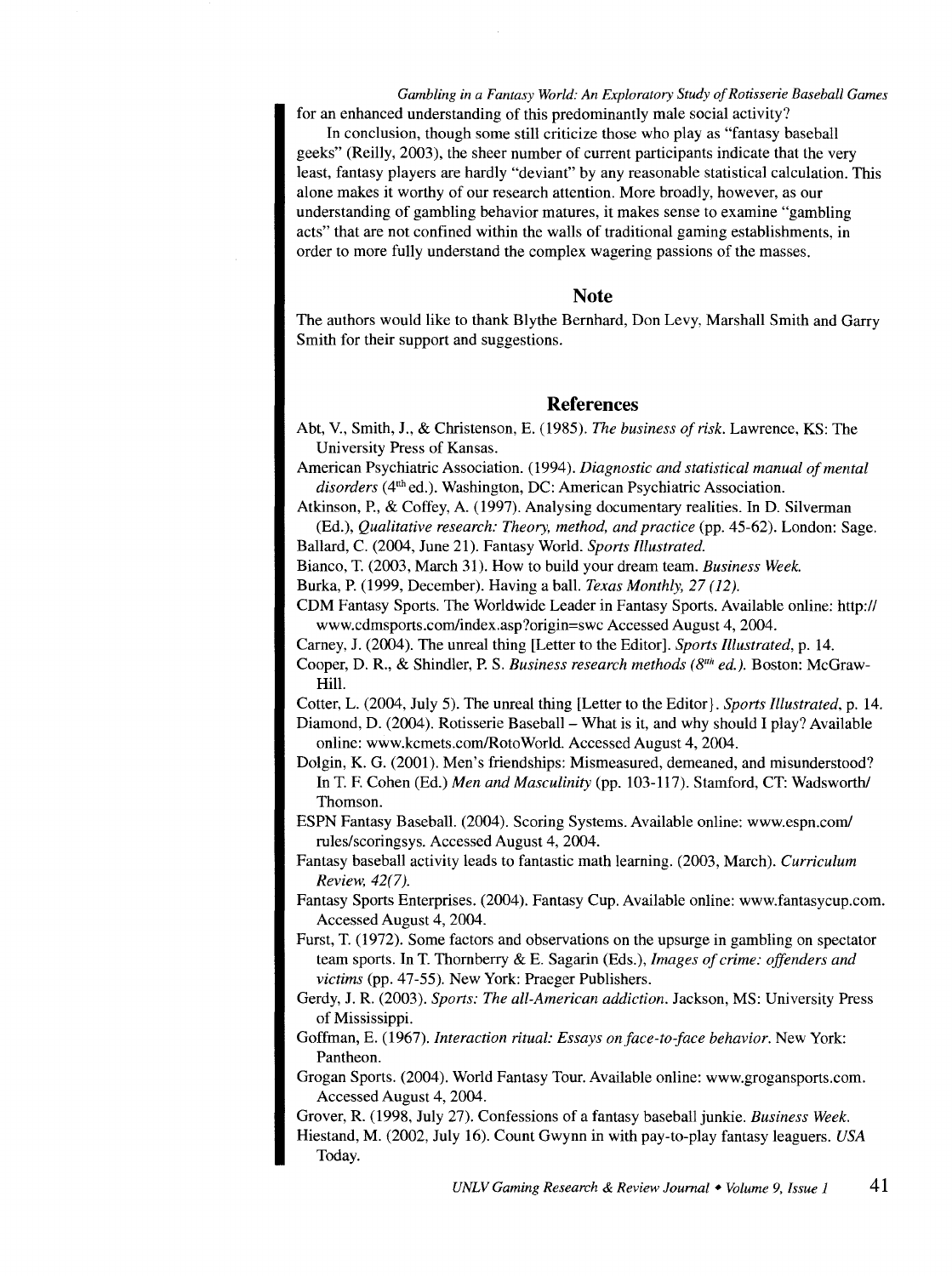for an enhanced understanding of this predominantly male social activity?

In conclusion, though some still criticize those who play as "fantasy baseball geeks" (Reilly, 2003), the sheer number of current participants indicate that the very least, fantasy players are hardly "deviant" by any reasonable statistical calculation. This alone makes it worthy of our research attention. More broadly, however, as our understanding of gambling behavior matures, it makes sense to examine "gambling acts" that are not confined within the walls of traditional gaming establishments, in order to more fully understand the complex wagering passions of the masses.

## Note

The authors would like to thank Blythe Bernhard, Don Levy, Marshall Smith and Garry Smith for their support and suggestions.

## References

Abt, V., Smith, J., & Christenson, E. (1985). *The business of risk.* Lawrence, KS: The University Press of Kansas.

American Psychiatric Association. (1994). *Diagnostic and statistical manual of mental disorders* (4th ed.). Washington, DC: American Psychiatric Association.

Atkinson, P., & Coffey, A. (1997). Analysing documentary realities. In D. Silverman (Ed.), *Qualitative research: Theory, method, and practice* (pp. 45-62). London: Sage.

Ballard, C. (2004, June 21). Fantasy World. *Sports Illustrated.*

Bianco, T. (2003, March 31). How to build your dream team. *Business Week.*

Burka, P. (1999, December). Having a ball. *Texas Monthly, 27 (12).*

CDM Fantasy Sports. The Worldwide Leader in Fantasy Sports. Available online: http://www.cdmsports.com/index.asp?origin=swc Accessed August 4, 2004.

Carney, J. (2004). The unreal thing [Letter to the Editor]. *Sports Illustrated,* p. 14.

Cooper, D. R., & Shindler, P. S. *Business research methods (8th ed.).* Boston: McGraw-Hill.

Cotter, L. (2004, July 5). The unreal thing [Letter to the Editor}. *Sports Illustrated,* p. 14.

Diamond, D. (2004). Rotisserie Baseball – What is it, and why should I play? Available online: www.kcmets.com/RotoWorld. Accessed August 4, 2004.

Dolgin, K. G. (2001). Men's friendships: Mismeasured, demeaned, and misunderstood? In T. F. Cohen (Ed.) *Men and Masculinity* (pp. 103-117). Stamford, CT: Wadsworth/Thomson.

ESPN Fantasy Baseball. (2004). Scoring Systems. Available online: www.espn.com/rules/scoringsys. Accessed August 4, 2004.

Fantasy baseball activity leads to fantastic math learning. (2003, March). *Curriculum Review, 42(7).*

Fantasy Sports Enterprises. (2004). Fantasy Cup. Available online: www.fantasycup.com. Accessed August 4, 2004.

Furst, T. (1972). Some factors and observations on the upsurge in gambling on spectator team sports. In T. Thornberry & E. Sagarin (Eds.), *Images of crime: offenders and victims* (pp. 47-55). New York: Praeger Publishers.

Gerdy, J. R. (2003). *Sports: The all-American addiction.* Jackson, MS: University Press of Mississippi.

Goffman, E. (1967). *Interaction ritual: Essays on face-to-face behavior.* New York: Pantheon.

Grogan Sports. (2004). World Fantasy Tour. Available online: www.grogansports.com. Accessed August 4, 2004.

Grover, R. (1998, July 27). Confessions of a fantasy baseball junkie. *Business Week.*

Hiestand, M. (2002, July 16). Count Gwynn in with pay-to-play fantasy leaguers. *USA Today.*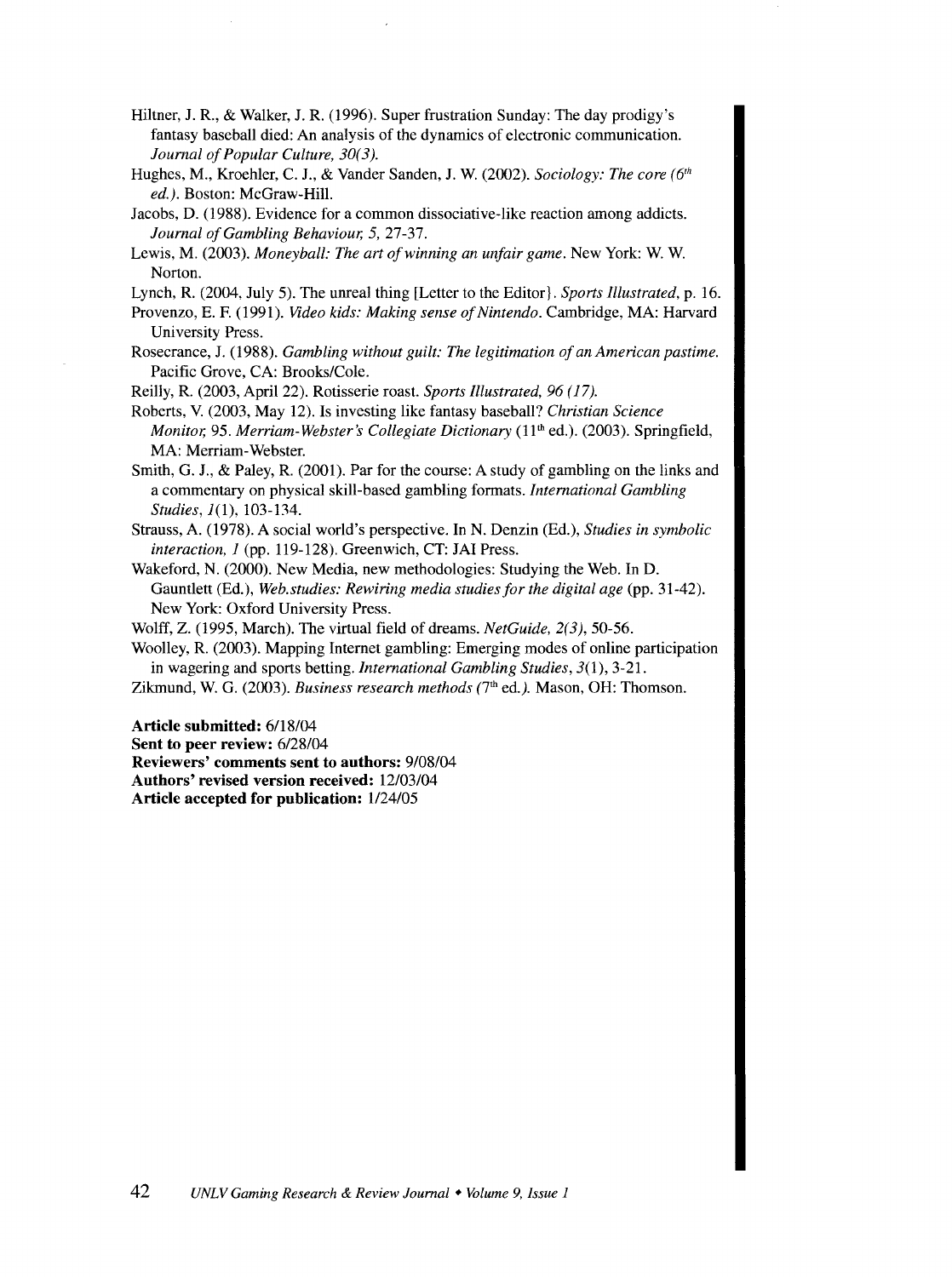Hiltner, J. R., & Walker, J. R. (1996). Super frustration Sunday: The day prodigy's fantasy baseball died: An analysis of the dynamics of electronic communication. *Journal of Popular Culture, 30(3).*

Hughes, M., Kroehler, C. J., & Vander Sanden, J. W. (2002). *Sociology: The core (6th ed.).* Boston: McGraw-Hill.

Jacobs, D. (1988). Evidence for a common dissociative-like reaction among addicts. *Journal of Gambling Behaviour, 5,* 27-37.

Lewis, M. (2003). *Moneyball: The art of winning an unfair game.* New York: W. W. Norton.

Lynch, R. (2004, July 5). The unreal thing [Letter to the Editor}. *Sports Illustrated,* p. 16.

Provenzo, E. F. (1991). *Video kids: Making sense of Nintendo.* Cambridge, MA: Harvard University Press.

Rosecrance, J. (1988). *Gambling without guilt: The legitimation of an American pastime.* Pacific Grove, CA: Brooks/Cole.

Reilly, R. (2003, April 22). Rotisserie roast. *Sports Illustrated, 96 (17).*

Roberts, V. (2003, May 12). Is investing like fantasy baseball? *Christian Science Monitor,* 95. *Merriam-Webster's Collegiate Dictionary* (11th ed.). (2003). Springfield, MA: Merriam-Webster.

Smith, G. J., & Paley, R. (2001). Par for the course: A study of gambling on the links and a commentary on physical skill-based gambling formats. *International Gambling Studies, 1*(1), 103-134.

Strauss, A. (1978). A social world's perspective. In N. Denzin (Ed.), *Studies in symbolic interaction, 1* (pp. 119-128). Greenwich, CT: JAI Press.

Wakeford, N. (2000). New Media, new methodologies: Studying the Web. In D. Gauntlett (Ed.), *Web.studies: Rewiring media studies for the digital age* (pp. 31-42). New York: Oxford University Press.

Wolff, Z. (1995, March). The virtual field of dreams. *NetGuide, 2(3),* 50-56.

Woolley, R. (2003). Mapping Internet gambling: Emerging modes of online participation in wagering and sports betting. *International Gambling Studies, 3*(1), 3-21.

Zikmund, W. G. (2003). *Business research methods (7th ed.).* Mason, OH: Thomson.

**Article submitted:** 6/18/04
**Sent to peer review:** 6/28/04
**Reviewers' comments sent to authors:** 9/08/04
**Authors' revised version received:** 12/03/04
**Article accepted for publication:** 1/24/05